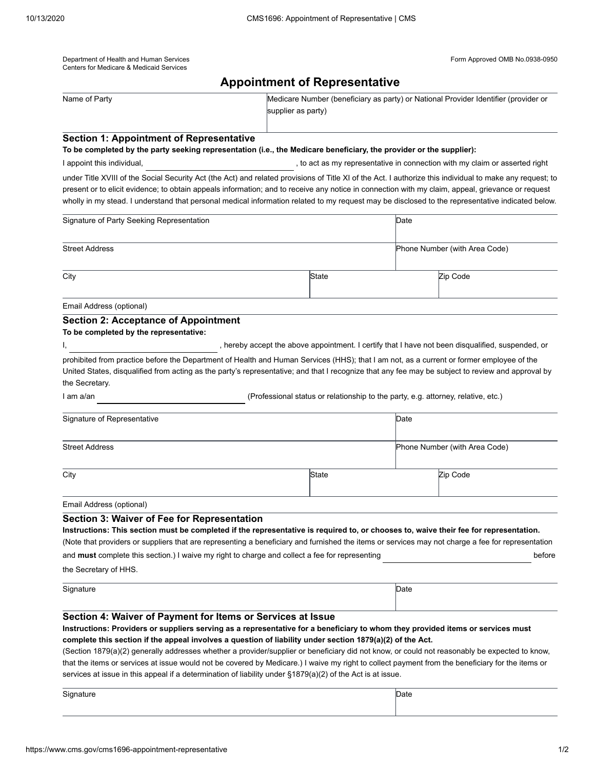Department of Health and Human Services
Centers for Medicare & Medicaid Services

Form Approved OMB No.0938-0950

# Appointment of Representative

| Name of Party | Medicare Number (beneficiary as party) or National Provider Identifier (provider or supplier as party) |
|---|---|
| | |

## Section 1: Appointment of Representative

**To be completed by the party seeking representation (i.e., the Medicare beneficiary, the provider or the supplier):**

I appoint this individual, ______________________, to act as my representative in connection with my claim or asserted right under Title XVIII of the Social Security Act (the Act) and related provisions of Title XI of the Act. I authorize this individual to make any request; to present or to elicit evidence; to obtain appeals information; and to receive any notice in connection with my claim, appeal, grievance or request wholly in my stead. I understand that personal medical information related to my request may be disclosed to the representative indicated below.

| Signature of Party Seeking Representation | | Date |
|---|---|---|
| Street Address | | Phone Number (with Area Code) |
| City | State | Zip Code |
| Email Address (optional) | | |

## Section 2: Acceptance of Appointment

**To be completed by the representative:**

I, ______________________, hereby accept the above appointment. I certify that I have not been disqualified, suspended, or prohibited from practice before the Department of Health and Human Services (HHS); that I am not, as a current or former employee of the United States, disqualified from acting as the party's representative; and that I recognize that any fee may be subject to review and approval by the Secretary.

I am a/an ______________________ (Professional status or relationship to the party, e.g. attorney, relative, etc.)

| Signature of Representative | | Date |
|---|---|---|
| Street Address | | Phone Number (with Area Code) |
| City | State | Zip Code |
| Email Address (optional) | | |

## Section 3: Waiver of Fee for Representation

**Instructions: This section must be completed if the representative is required to, or chooses to, waive their fee for representation.** (Note that providers or suppliers that are representing a beneficiary and furnished the items or services may not charge a fee for representation and **must** complete this section.) I waive my right to charge and collect a fee for representing ______________________ before the Secretary of HHS.

| Signature | Date |
|---|---|
| | |

## Section 4: Waiver of Payment for Items or Services at Issue

**Instructions: Providers or suppliers serving as a representative for a beneficiary to whom they provided items or services must complete this section if the appeal involves a question of liability under section 1879(a)(2) of the Act.**

(Section 1879(a)(2) generally addresses whether a provider/supplier or beneficiary did not know, or could not reasonably be expected to know, that the items or services at issue would not be covered by Medicare.) I waive my right to collect payment from the beneficiary for the items or services at issue in this appeal if a determination of liability under §1879(a)(2) of the Act is at issue.

| Signature | Date |
|---|---|
| | |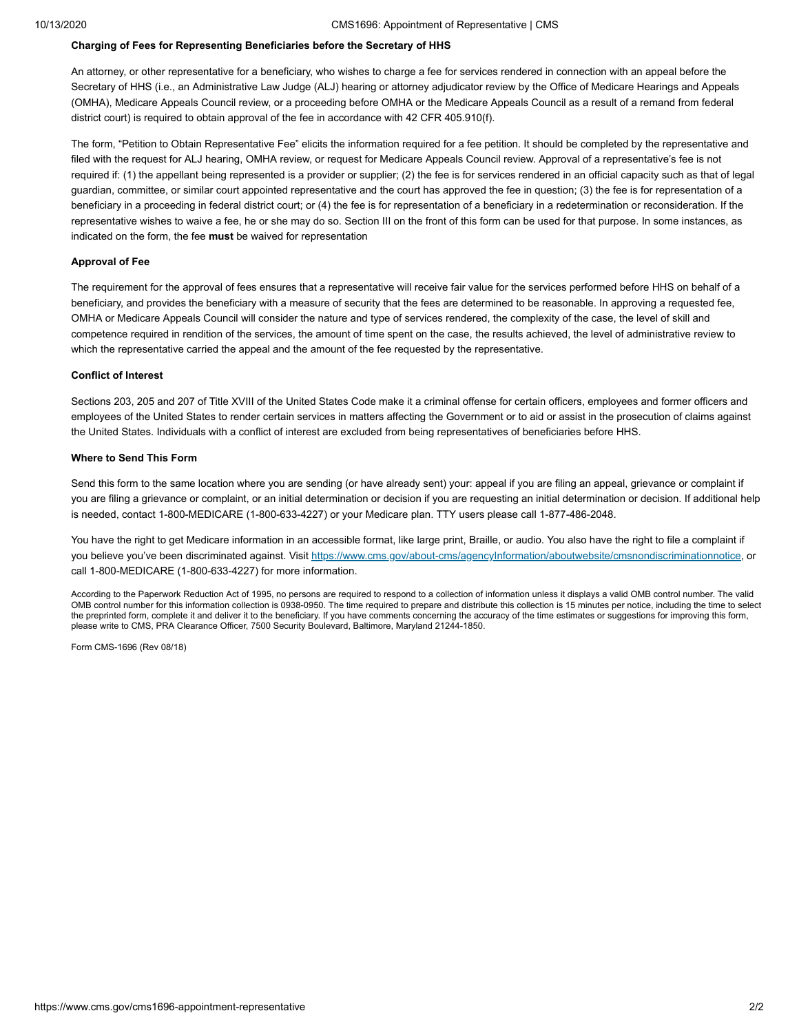### Charging of Fees for Representing Beneficiaries before the Secretary of HHS

An attorney, or other representative for a beneficiary, who wishes to charge a fee for services rendered in connection with an appeal before the Secretary of HHS (i.e., an Administrative Law Judge (ALJ) hearing or attorney adjudicator review by the Office of Medicare Hearings and Appeals (OMHA), Medicare Appeals Council review, or a proceeding before OMHA or the Medicare Appeals Council as a result of a remand from federal district court) is required to obtain approval of the fee in accordance with 42 CFR 405.910(f).

The form, "Petition to Obtain Representative Fee" elicits the information required for a fee petition. It should be completed by the representative and filed with the request for ALJ hearing, OMHA review, or request for Medicare Appeals Council review. Approval of a representative's fee is not required if: (1) the appellant being represented is a provider or supplier; (2) the fee is for services rendered in an official capacity such as that of legal guardian, committee, or similar court appointed representative and the court has approved the fee in question; (3) the fee is for representation of a beneficiary in a proceeding in federal district court; or (4) the fee is for representation of a beneficiary in a redetermination or reconsideration. If the representative wishes to waive a fee, he or she may do so. Section III on the front of this form can be used for that purpose. In some instances, as indicated on the form, the fee **must** be waived for representation

### Approval of Fee

The requirement for the approval of fees ensures that a representative will receive fair value for the services performed before HHS on behalf of a beneficiary, and provides the beneficiary with a measure of security that the fees are determined to be reasonable. In approving a requested fee, OMHA or Medicare Appeals Council will consider the nature and type of services rendered, the complexity of the case, the level of skill and competence required in rendition of the services, the amount of time spent on the case, the results achieved, the level of administrative review to which the representative carried the appeal and the amount of the fee requested by the representative.

### Conflict of Interest

Sections 203, 205 and 207 of Title XVIII of the United States Code make it a criminal offense for certain officers, employees and former officers and employees of the United States to render certain services in matters affecting the Government or to aid or assist in the prosecution of claims against the United States. Individuals with a conflict of interest are excluded from being representatives of beneficiaries before HHS.

### Where to Send This Form

Send this form to the same location where you are sending (or have already sent) your: appeal if you are filing an appeal, grievance or complaint if you are filing a grievance or complaint, or an initial determination or decision if you are requesting an initial determination or decision. If additional help is needed, contact 1-800-MEDICARE (1-800-633-4227) or your Medicare plan. TTY users please call 1-877-486-2048.

You have the right to get Medicare information in an accessible format, like large print, Braille, or audio. You also have the right to file a complaint if you believe you've been discriminated against. Visit https://www.cms.gov/about-cms/agencyInformation/aboutwebsite/cmsnondiscriminationnotice, or call 1-800-MEDICARE (1-800-633-4227) for more information.

According to the Paperwork Reduction Act of 1995, no persons are required to respond to a collection of information unless it displays a valid OMB control number. The valid OMB control number for this information collection is 0938-0950. The time required to prepare and distribute this collection is 15 minutes per notice, including the time to select the preprinted form, complete it and deliver it to the beneficiary. If you have comments concerning the accuracy of the time estimates or suggestions for improving this form, please write to CMS, PRA Clearance Officer, 7500 Security Boulevard, Baltimore, Maryland 21244-1850.

Form CMS-1696 (Rev 08/18)